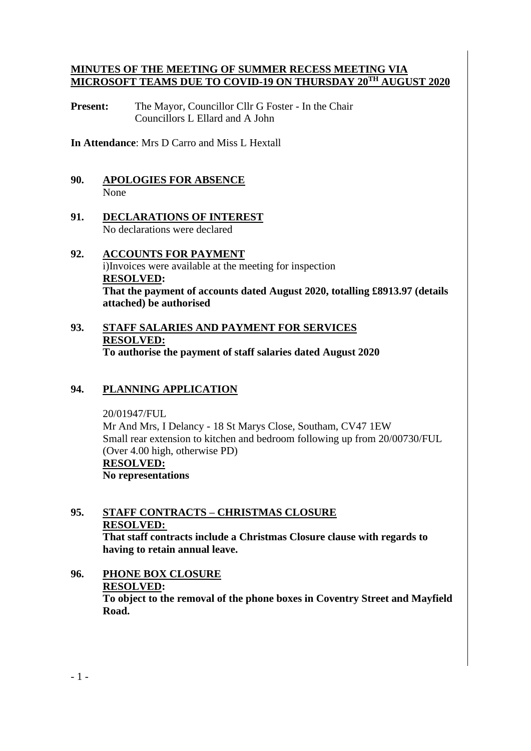# MINUTES OF THE MEETING OF SUMMER RECESS MEETING VIA MICROSOFT TEAMS DUE TO COVID-19 ON THURSDAY 20TH AUGUST 2020

**Present:** The Mayor, Councillor Cllr G Foster - In the Chair
Councillors L Ellard and A John

**In Attendance**: Mrs D Carro and Miss L Hextall

## 90. APOLOGIES FOR ABSENCE

None

## 91. DECLARATIONS OF INTEREST

No declarations were declared

## 92. ACCOUNTS FOR PAYMENT

i)Invoices were available at the meeting for inspection

**RESOLVED:**

**That the payment of accounts dated August 2020, totalling £8913.97 (details attached) be authorised**

## 93. STAFF SALARIES AND PAYMENT FOR SERVICES

**RESOLVED:**

**To authorise the payment of staff salaries dated August 2020**

## 94. PLANNING APPLICATION

20/01947/FUL
Mr And Mrs, I Delancy - 18 St Marys Close, Southam, CV47 1EW
Small rear extension to kitchen and bedroom following up from 20/00730/FUL (Over 4.00 high, otherwise PD)

**RESOLVED:**

**No representations**

## 95. STAFF CONTRACTS – CHRISTMAS CLOSURE

**RESOLVED:**

**That staff contracts include a Christmas Closure clause with regards to having to retain annual leave.**

## 96. PHONE BOX CLOSURE

**RESOLVED:**

**To object to the removal of the phone boxes in Coventry Street and Mayfield Road.**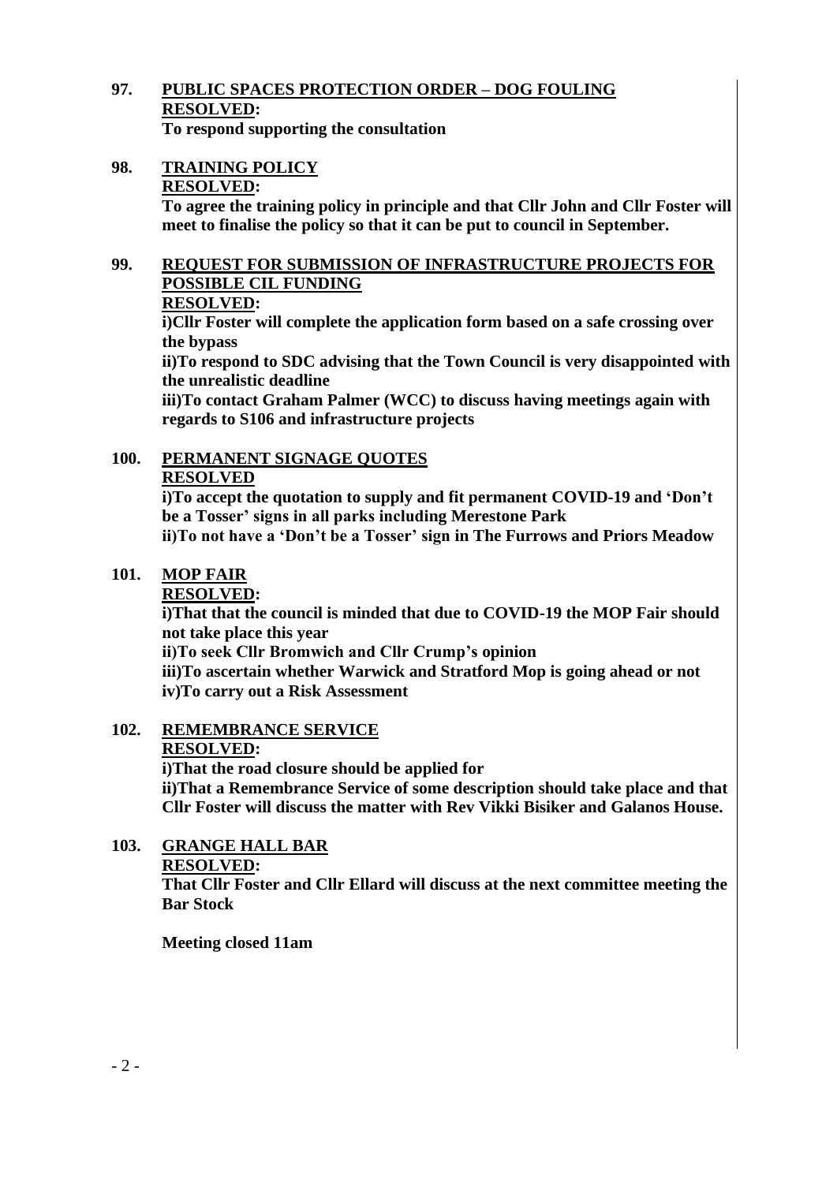**97. PUBLIC SPACES PROTECTION ORDER – DOG FOULING**

**RESOLVED:**

**To respond supporting the consultation**

**98. TRAINING POLICY**

**RESOLVED:**

**To agree the training policy in principle and that Cllr John and Cllr Foster will meet to finalise the policy so that it can be put to council in September.**

**99. REQUEST FOR SUBMISSION OF INFRASTRUCTURE PROJECTS FOR POSSIBLE CIL FUNDING**

**RESOLVED:**

**i)Cllr Foster will complete the application form based on a safe crossing over the bypass**

**ii)To respond to SDC advising that the Town Council is very disappointed with the unrealistic deadline**

**iii)To contact Graham Palmer (WCC) to discuss having meetings again with regards to S106 and infrastructure projects**

**100. PERMANENT SIGNAGE QUOTES**

**RESOLVED**

**i)To accept the quotation to supply and fit permanent COVID-19 and 'Don't be a Tosser' signs in all parks including Merestone Park**

**ii)To not have a 'Don't be a Tosser' sign in The Furrows and Priors Meadow**

**101. MOP FAIR**

**RESOLVED:**

**i)That that the council is minded that due to COVID-19 the MOP Fair should not take place this year**

**ii)To seek Cllr Bromwich and Cllr Crump's opinion**

**iii)To ascertain whether Warwick and Stratford Mop is going ahead or not**

**iv)To carry out a Risk Assessment**

**102. REMEMBRANCE SERVICE**

**RESOLVED:**

**i)That the road closure should be applied for**

**ii)That a Remembrance Service of some description should take place and that Cllr Foster will discuss the matter with Rev Vikki Bisiker and Galanos House.**

**103. GRANGE HALL BAR**

**RESOLVED:**

**That Cllr Foster and Cllr Ellard will discuss at the next committee meeting the Bar Stock**

**Meeting closed 11am**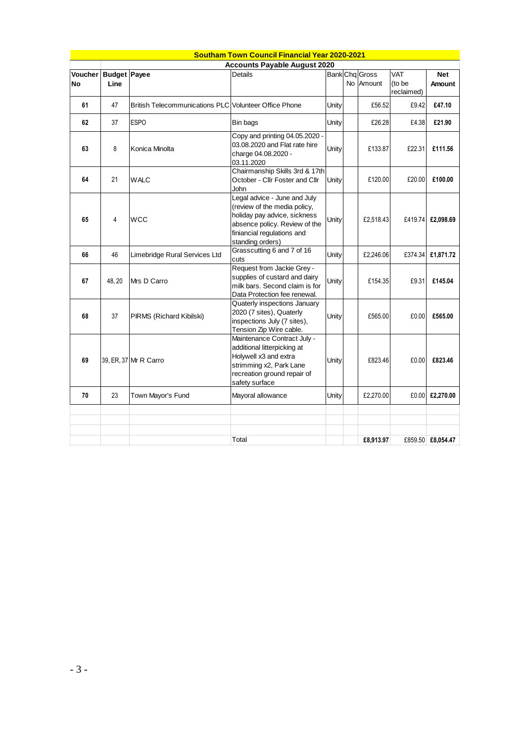## Southam Town Council Financial Year 2020-2021

### Accounts Payable August 2020

| Voucher No | Budget Line | Payee | Details | Bank | Chq No | Gross Amount | VAT (to be reclaimed) | Net Amount |
|---|---|---|---|---|---|---|---|---|
| 61 | 47 | British Telecommunications PLC | Volunteer Office Phone | Unity | | £56.52 | £9.42 | **£47.10** |
| 62 | 37 | ESPO | Bin bags | Unity | | £26.28 | £4.38 | **£21.90** |
| 63 | 8 | Konica Minolta | Copy and printing 04.05.2020 - 03.08.2020 and Flat rate hire charge 04.08.2020 - 03.11.2020 | Unity | | £133.87 | £22.31 | **£111.56** |
| 64 | 21 | WALC | Chairmanship Skills 3rd & 17th October - Cllr Foster and Cllr John | Unity | | £120.00 | £20.00 | **£100.00** |
| 65 | 4 | WCC | Legal advice - June and July (review of the media policy, holiday pay advice, sickness absence policy. Review of the finiancial regulations and standing orders) | Unity | | £2,518.43 | £419.74 | **£2,098.69** |
| 66 | 46 | Limebridge Rural Services Ltd | Grasscutting 6 and 7 of 16 cuts | Unity | | £2,246.06 | £374.34 | **£1,871.72** |
| 67 | 48, 20 | Mrs D Carro | Request from Jackie Grey - supplies of custard and dairy milk bars. Second claim is for Data Protection fee renewal. | Unity | | £154.35 | £9.31 | **£145.04** |
| 68 | 37 | PIRMS (Richard Kibilski) | Quaterly inspections January 2020 (7 sites), Quaterly inspections July (7 sites), Tension Zip Wire cable. | Unity | | £565.00 | £0.00 | **£565.00** |
| 69 | 39, ER, 37 | Mr R Carro | Maintenance Contract July - additional litterpicking at Holywell x3 and extra strimming x2, Park Lane recreation ground repair of safety surface | Unity | | £823.46 | £0.00 | **£823.46** |
| 70 | 23 | Town Mayor's Fund | Mayoral allowance | Unity | | £2,270.00 | £0.00 | **£2,270.00** |
| | | | | | | | | |
| | | | | | | | | |
| | | | | | | | | |
| | | | Total | | | **£8,913.97** | £859.50 | **£8,054.47** |